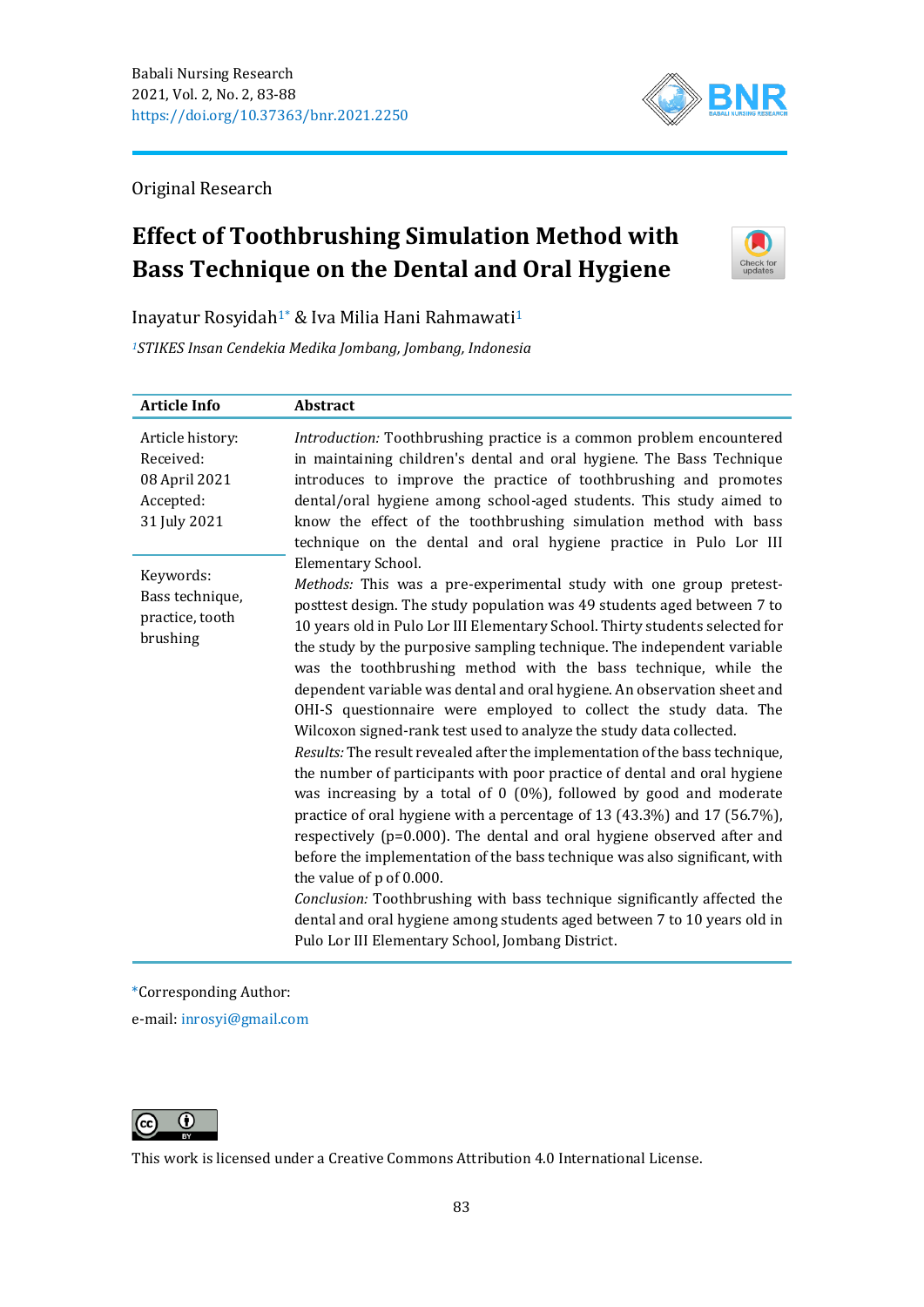Original Research

# Effect of Toothbrushing Simulation Method with Bass Technique on the Dental and Oral Hygiene

Inayatur Rosyidah[1*] & Iva Milia Hani Rahmawati[1]

[1]*STIKES Insan Cendekia Medika Jombang, Jombang, Indonesia*

## Article Info

Article history:
Received:
08 April 2021
Accepted:
31 July 2021

Keywords:
Bass technique, practice, tooth brushing

## Abstract

*Introduction:* Toothbrushing practice is a common problem encountered in maintaining children's dental and oral hygiene. The Bass Technique introduces to improve the practice of toothbrushing and promotes dental/oral hygiene among school-aged students. This study aimed to know the effect of the toothbrushing simulation method with bass technique on the dental and oral hygiene practice in Pulo Lor III Elementary School.

*Methods:* This was a pre-experimental study with one group pretest-posttest design. The study population was 49 students aged between 7 to 10 years old in Pulo Lor III Elementary School. Thirty students selected for the study by the purposive sampling technique. The independent variable was the toothbrushing method with the bass technique, while the dependent variable was dental and oral hygiene. An observation sheet and OHI-S questionnaire were employed to collect the study data. The Wilcoxon signed-rank test used to analyze the study data collected.

*Results:* The result revealed after the implementation of the bass technique, the number of participants with poor practice of dental and oral hygiene was increasing by a total of 0 (0%), followed by good and moderate practice of oral hygiene with a percentage of 13 (43.3%) and 17 (56.7%), respectively ($p=0.000$). The dental and oral hygiene observed after and before the implementation of the bass technique was also significant, with the value of p of 0.000.

*Conclusion:* Toothbrushing with bass technique significantly affected the dental and oral hygiene among students aged between 7 to 10 years old in Pulo Lor III Elementary School, Jombang District.

*Corresponding Author:
e-mail: inrosyi@gmail.com

This work is licensed under a Creative Commons Attribution 4.0 International License.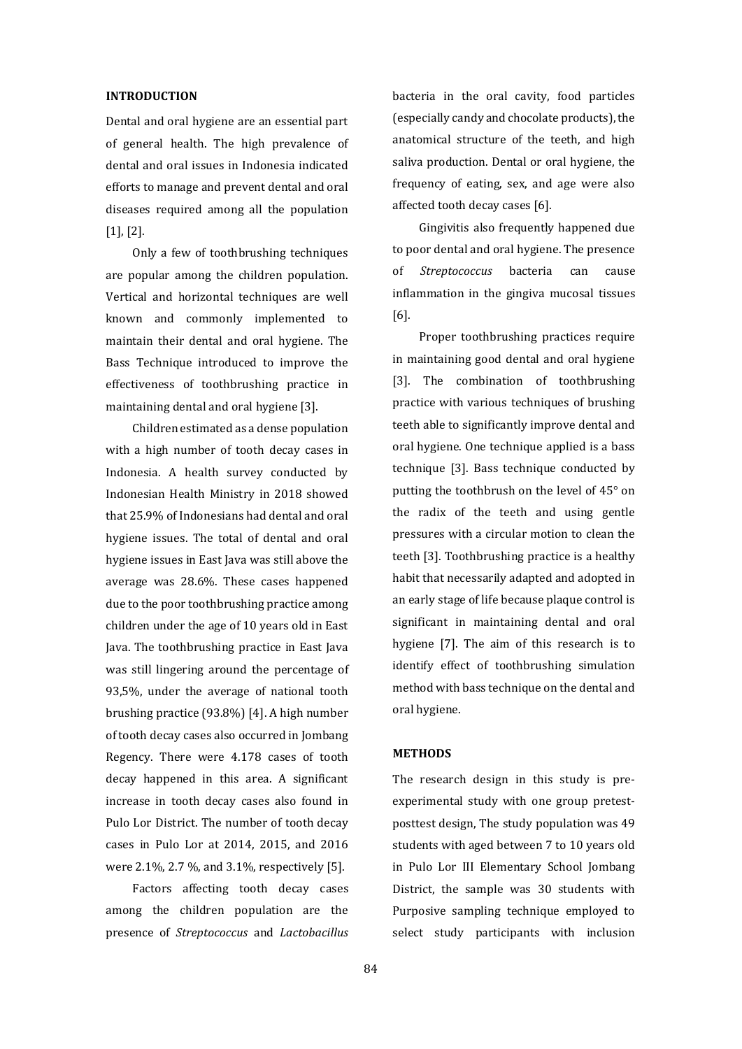## INTRODUCTION

Dental and oral hygiene are an essential part of general health. The high prevalence of dental and oral issues in Indonesia indicated efforts to manage and prevent dental and oral diseases required among all the population [1], [2].

Only a few of toothbrushing techniques are popular among the children population. Vertical and horizontal techniques are well known and commonly implemented to maintain their dental and oral hygiene. The Bass Technique introduced to improve the effectiveness of toothbrushing practice in maintaining dental and oral hygiene [3].

Children estimated as a dense population with a high number of tooth decay cases in Indonesia. A health survey conducted by Indonesian Health Ministry in 2018 showed that 25.9% of Indonesians had dental and oral hygiene issues. The total of dental and oral hygiene issues in East Java was still above the average was 28.6%. These cases happened due to the poor toothbrushing practice among children under the age of 10 years old in East Java. The toothbrushing practice in East Java was still lingering around the percentage of 93,5%, under the average of national tooth brushing practice (93.8%) [4]. A high number of tooth decay cases also occurred in Jombang Regency. There were 4.178 cases of tooth decay happened in this area. A significant increase in tooth decay cases also found in Pulo Lor District. The number of tooth decay cases in Pulo Lor at 2014, 2015, and 2016 were 2.1%, 2.7 %, and 3.1%, respectively [5].

Factors affecting tooth decay cases among the children population are the presence of *Streptococcus* and *Lactobacillus* bacteria in the oral cavity, food particles (especially candy and chocolate products), the anatomical structure of the teeth, and high saliva production. Dental or oral hygiene, the frequency of eating, sex, and age were also affected tooth decay cases [6].

Gingivitis also frequently happened due to poor dental and oral hygiene. The presence of *Streptococcus* bacteria can cause inflammation in the gingiva mucosal tissues [6].

Proper toothbrushing practices require in maintaining good dental and oral hygiene [3]. The combination of toothbrushing practice with various techniques of brushing teeth able to significantly improve dental and oral hygiene. One technique applied is a bass technique [3]. Bass technique conducted by putting the toothbrush on the level of 45° on the radix of the teeth and using gentle pressures with a circular motion to clean the teeth [3]. Toothbrushing practice is a healthy habit that necessarily adapted and adopted in an early stage of life because plaque control is significant in maintaining dental and oral hygiene [7]. The aim of this research is to identify effect of toothbrushing simulation method with bass technique on the dental and oral hygiene.

## METHODS

The research design in this study is pre-experimental study with one group pretest-posttest design, The study population was 49 students with aged between 7 to 10 years old in Pulo Lor III Elementary School Jombang District, the sample was 30 students with Purposive sampling technique employed to select study participants with inclusion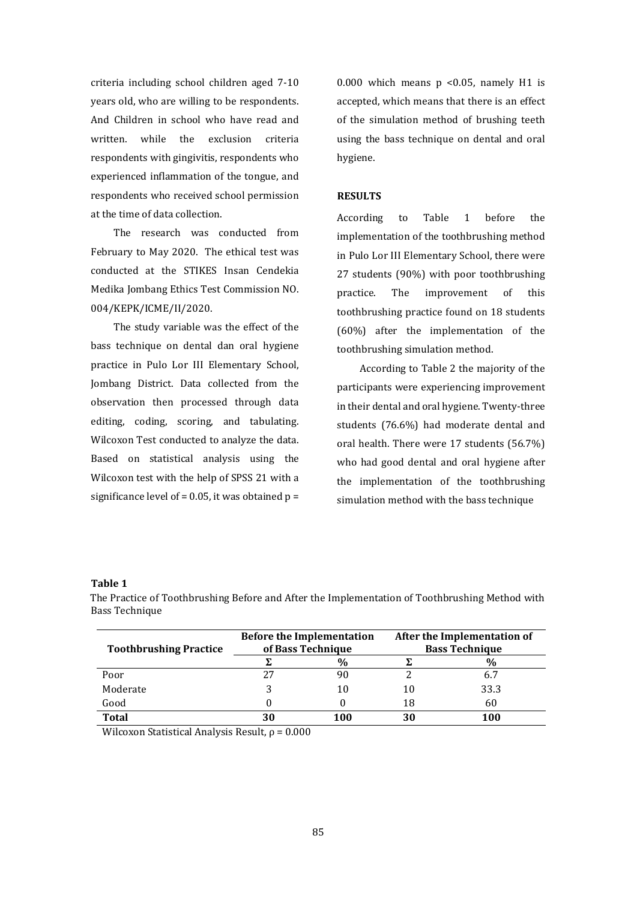criteria including school children aged 7-10 years old, who are willing to be respondents. And Children in school who have read and written. while the exclusion criteria respondents with gingivitis, respondents who experienced inflammation of the tongue, and respondents who received school permission at the time of data collection.

The research was conducted from February to May 2020. The ethical test was conducted at the STIKES Insan Cendekia Medika Jombang Ethics Test Commission NO. 004/KEPK/ICME/II/2020.

The study variable was the effect of the bass technique on dental dan oral hygiene practice in Pulo Lor III Elementary School, Jombang District. Data collected from the observation then processed through data editing, coding, scoring, and tabulating. Wilcoxon Test conducted to analyze the data. Based on statistical analysis using the Wilcoxon test with the help of SPSS 21 with a significance level of = 0.05, it was obtained p = 0.000 which means $p < 0.05$, namely H1 is accepted, which means that there is an effect of the simulation method of brushing teeth using the bass technique on dental and oral hygiene.

## RESULTS

According to Table 1 before the implementation of the toothbrushing method in Pulo Lor III Elementary School, there were 27 students (90%) with poor toothbrushing practice. The improvement of this toothbrushing practice found on 18 students (60%) after the implementation of the toothbrushing simulation method.

According to Table 2 the majority of the participants were experiencing improvement in their dental and oral hygiene. Twenty-three students (76.6%) had moderate dental and oral health. There were 17 students (56.7%) who had good dental and oral hygiene after the implementation of the toothbrushing simulation method with the bass technique

**Table 1**

The Practice of Toothbrushing Before and After the Implementation of Toothbrushing Method with Bass Technique

| Toothbrushing Practice | Before the Implementation of Bass Technique | | After the Implementation of Bass Technique | |
|---|---|---|---|---|
| | Σ | % | Σ | % |
| Poor | 27 | 90 | 2 | 6.7 |
| Moderate | 3 | 10 | 10 | 33.3 |
| Good | 0 | 0 | 18 | 60 |
| **Total** | **30** | **100** | **30** | **100** |

Wilcoxon Statistical Analysis Result, $\rho = 0.000$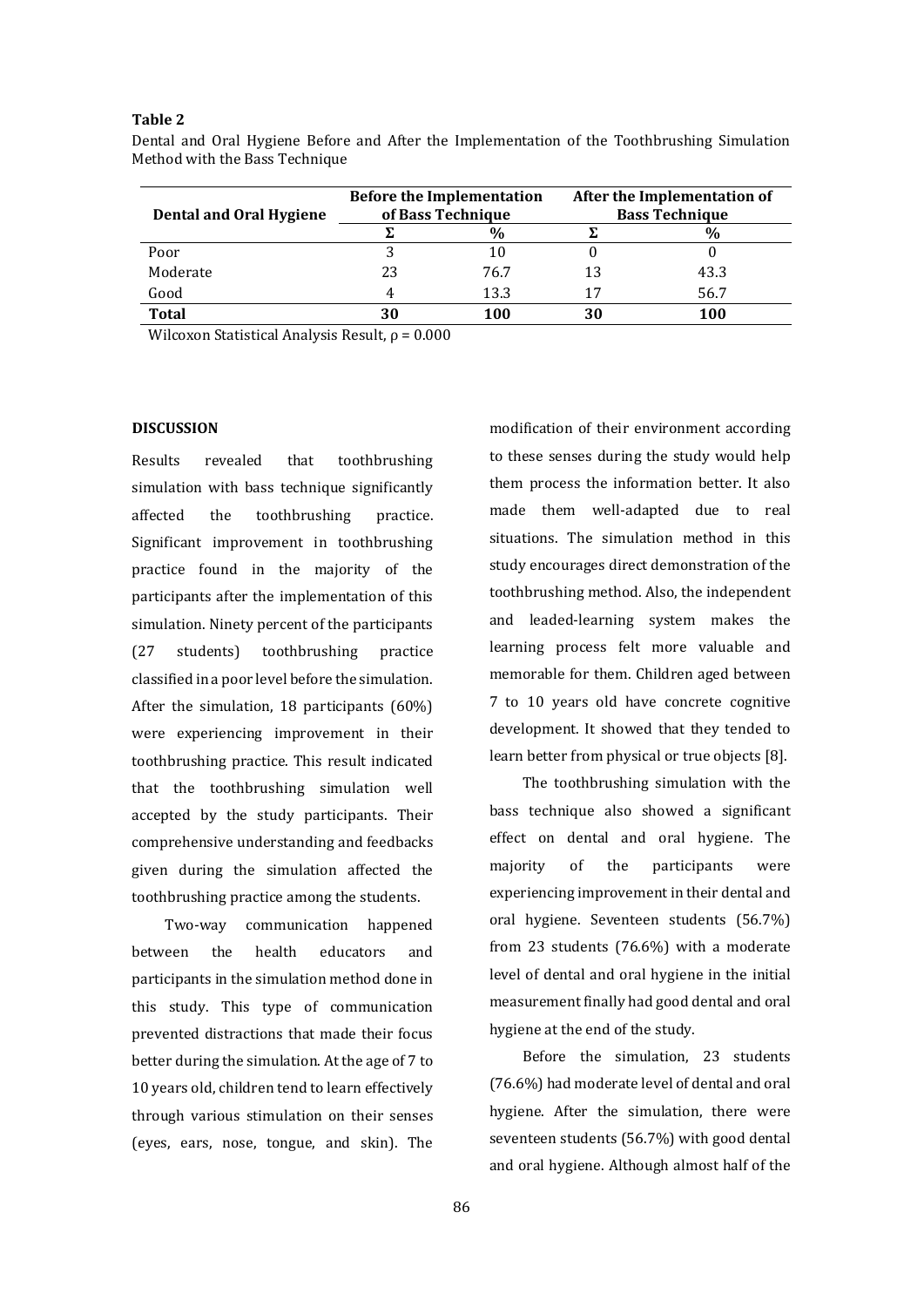**Table 2**

Dental and Oral Hygiene Before and After the Implementation of the Toothbrushing Simulation Method with the Bass Technique

| Dental and Oral Hygiene | Before the Implementation of Bass Technique | | After the Implementation of Bass Technique | |
|---|---|---|---|---|
| | Σ | % | Σ | % |
| Poor | 3 | 10 | 0 | 0 |
| Moderate | 23 | 76.7 | 13 | 43.3 |
| Good | 4 | 13.3 | 17 | 56.7 |
| **Total** | **30** | **100** | **30** | **100** |

Wilcoxon Statistical Analysis Result, ρ = 0.000

## DISCUSSION

Results revealed that toothbrushing simulation with bass technique significantly affected the toothbrushing practice. Significant improvement in toothbrushing practice found in the majority of the participants after the implementation of this simulation. Ninety percent of the participants (27 students) toothbrushing practice classified in a poor level before the simulation. After the simulation, 18 participants (60%) were experiencing improvement in their toothbrushing practice. This result indicated that the toothbrushing simulation well accepted by the study participants. Their comprehensive understanding and feedbacks given during the simulation affected the toothbrushing practice among the students.

Two-way communication happened between the health educators and participants in the simulation method done in this study. This type of communication prevented distractions that made their focus better during the simulation. At the age of 7 to 10 years old, children tend to learn effectively through various stimulation on their senses (eyes, ears, nose, tongue, and skin). The modification of their environment according to these senses during the study would help them process the information better. It also made them well-adapted due to real situations. The simulation method in this study encourages direct demonstration of the toothbrushing method. Also, the independent and leaded-learning system makes the learning process felt more valuable and memorable for them. Children aged between 7 to 10 years old have concrete cognitive development. It showed that they tended to learn better from physical or true objects [8].

The toothbrushing simulation with the bass technique also showed a significant effect on dental and oral hygiene. The majority of the participants were experiencing improvement in their dental and oral hygiene. Seventeen students (56.7%) from 23 students (76.6%) with a moderate level of dental and oral hygiene in the initial measurement finally had good dental and oral hygiene at the end of the study.

Before the simulation, 23 students (76.6%) had moderate level of dental and oral hygiene. After the simulation, there were seventeen students (56.7%) with good dental and oral hygiene. Although almost half of the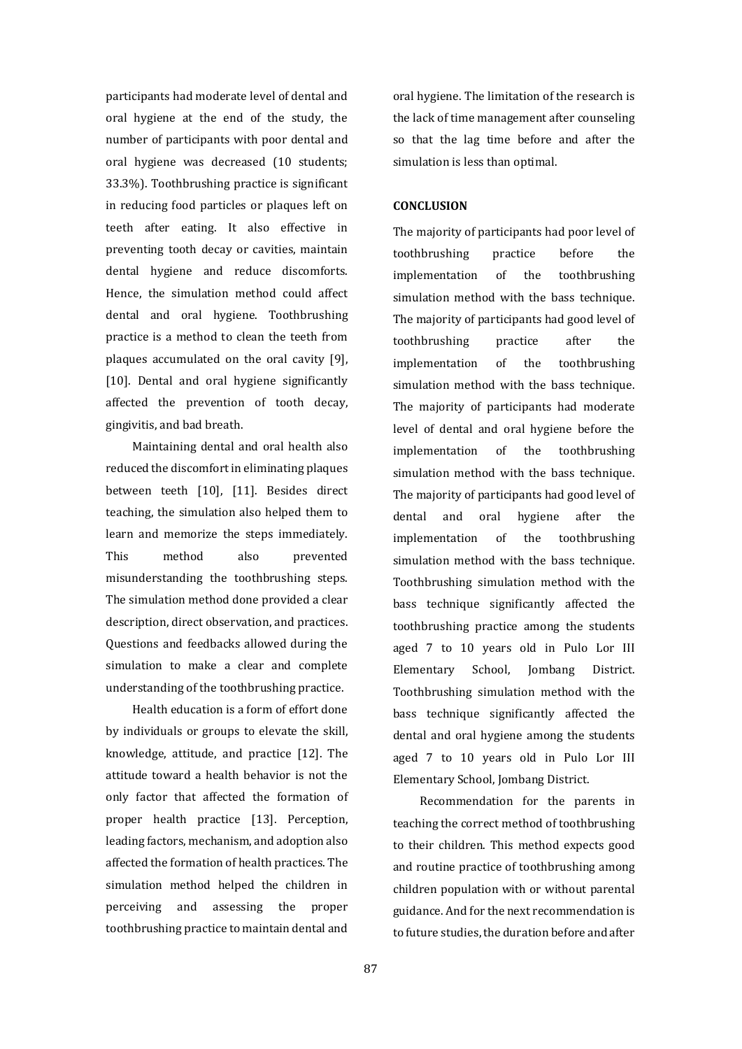participants had moderate level of dental and oral hygiene at the end of the study, the number of participants with poor dental and oral hygiene was decreased (10 students; 33.3%). Toothbrushing practice is significant in reducing food particles or plaques left on teeth after eating. It also effective in preventing tooth decay or cavities, maintain dental hygiene and reduce discomforts. Hence, the simulation method could affect dental and oral hygiene. Toothbrushing practice is a method to clean the teeth from plaques accumulated on the oral cavity [9], [10]. Dental and oral hygiene significantly affected the prevention of tooth decay, gingivitis, and bad breath.

Maintaining dental and oral health also reduced the discomfort in eliminating plaques between teeth [10], [11]. Besides direct teaching, the simulation also helped them to learn and memorize the steps immediately. This method also prevented misunderstanding the toothbrushing steps. The simulation method done provided a clear description, direct observation, and practices. Questions and feedbacks allowed during the simulation to make a clear and complete understanding of the toothbrushing practice.

Health education is a form of effort done by individuals or groups to elevate the skill, knowledge, attitude, and practice [12]. The attitude toward a health behavior is not the only factor that affected the formation of proper health practice [13]. Perception, leading factors, mechanism, and adoption also affected the formation of health practices. The simulation method helped the children in perceiving and assessing the proper toothbrushing practice to maintain dental and oral hygiene. The limitation of the research is the lack of time management after counseling so that the lag time before and after the simulation is less than optimal.

## CONCLUSION

The majority of participants had poor level of toothbrushing practice before the implementation of the toothbrushing simulation method with the bass technique. The majority of participants had good level of toothbrushing practice after the implementation of the toothbrushing simulation method with the bass technique. The majority of participants had moderate level of dental and oral hygiene before the implementation of the toothbrushing simulation method with the bass technique. The majority of participants had good level of dental and oral hygiene after the implementation of the toothbrushing simulation method with the bass technique. Toothbrushing simulation method with the bass technique significantly affected the toothbrushing practice among the students aged 7 to 10 years old in Pulo Lor III Elementary School, Jombang District. Toothbrushing simulation method with the bass technique significantly affected the dental and oral hygiene among the students aged 7 to 10 years old in Pulo Lor III Elementary School, Jombang District.

Recommendation for the parents in teaching the correct method of toothbrushing to their children. This method expects good and routine practice of toothbrushing among children population with or without parental guidance. And for the next recommendation is to future studies, the duration before and after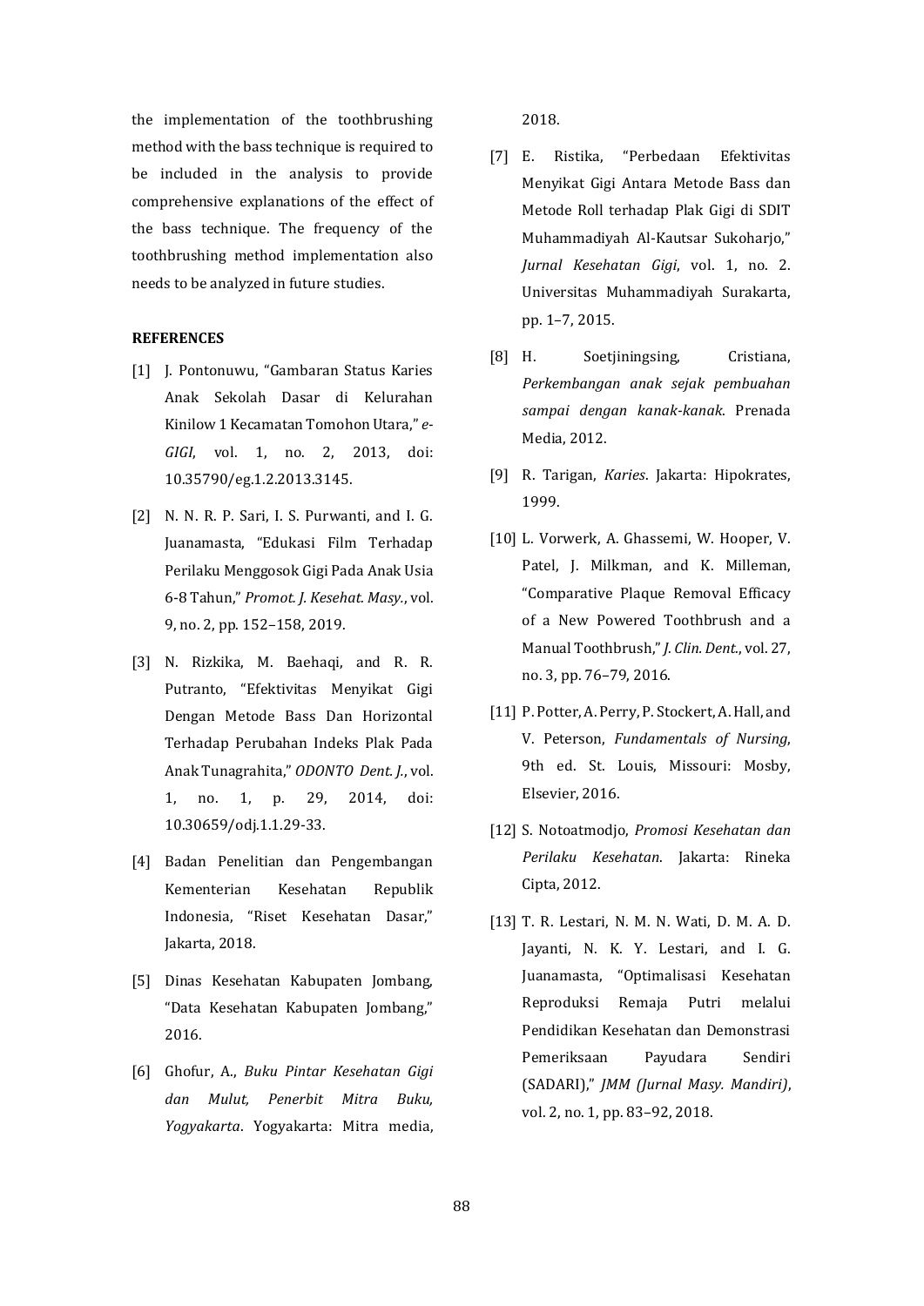the implementation of the toothbrushing method with the bass technique is required to be included in the analysis to provide comprehensive explanations of the effect of the bass technique. The frequency of the toothbrushing method implementation also needs to be analyzed in future studies.

**REFERENCES**

[1] J. Pontonuwu, "Gambaran Status Karies Anak Sekolah Dasar di Kelurahan Kinilow 1 Kecamatan Tomohon Utara," *e-GIGI*, vol. 1, no. 2, 2013, doi: 10.35790/eg.1.2.2013.3145.

[2] N. N. R. P. Sari, I. S. Purwanti, and I. G. Juanamasta, "Edukasi Film Terhadap Perilaku Menggosok Gigi Pada Anak Usia 6-8 Tahun," *Promot. J. Kesehat. Masy.*, vol. 9, no. 2, pp. 152–158, 2019.

[3] N. Rizkika, M. Baehaqi, and R. R. Putranto, "Efektivitas Menyikat Gigi Dengan Metode Bass Dan Horizontal Terhadap Perubahan Indeks Plak Pada Anak Tunagrahita," *ODONTO Dent. J.*, vol. 1, no. 1, p. 29, 2014, doi: 10.30659/odj.1.1.29-33.

[4] Badan Penelitian dan Pengembangan Kementerian Kesehatan Republik Indonesia, "Riset Kesehatan Dasar," Jakarta, 2018.

[5] Dinas Kesehatan Kabupaten Jombang, "Data Kesehatan Kabupaten Jombang," 2016.

[6] Ghofur, A., *Buku Pintar Kesehatan Gigi dan Mulut, Penerbit Mitra Buku, Yogyakarta*. Yogyakarta: Mitra media, 2018.

[7] E. Ristika, "Perbedaan Efektivitas Menyikat Gigi Antara Metode Bass dan Metode Roll terhadap Plak Gigi di SDIT Muhammadiyah Al-Kautsar Sukoharjo," *Jurnal Kesehatan Gigi*, vol. 1, no. 2. Universitas Muhammadiyah Surakarta, pp. 1–7, 2015.

[8] H. Soetjiningsing, Cristiana, *Perkembangan anak sejak pembuahan sampai dengan kanak-kanak*. Prenada Media, 2012.

[9] R. Tarigan, *Karies*. Jakarta: Hipokrates, 1999.

[10] L. Vorwerk, A. Ghassemi, W. Hooper, V. Patel, J. Milkman, and K. Milleman, "Comparative Plaque Removal Efficacy of a New Powered Toothbrush and a Manual Toothbrush," *J. Clin. Dent.*, vol. 27, no. 3, pp. 76–79, 2016.

[11] P. Potter, A. Perry, P. Stockert, A. Hall, and V. Peterson, *Fundamentals of Nursing*, 9th ed. St. Louis, Missouri: Mosby, Elsevier, 2016.

[12] S. Notoatmodjo, *Promosi Kesehatan dan Perilaku Kesehatan*. Jakarta: Rineka Cipta, 2012.

[13] T. R. Lestari, N. M. N. Wati, D. M. A. D. Jayanti, N. K. Y. Lestari, and I. G. Juanamasta, "Optimalisasi Kesehatan Reproduksi Remaja Putri melalui Pendidikan Kesehatan dan Demonstrasi Pemeriksaan Payudara Sendiri (SADARI)," *JMM (Jurnal Masy. Mandiri)*, vol. 2, no. 1, pp. 83–92, 2018.